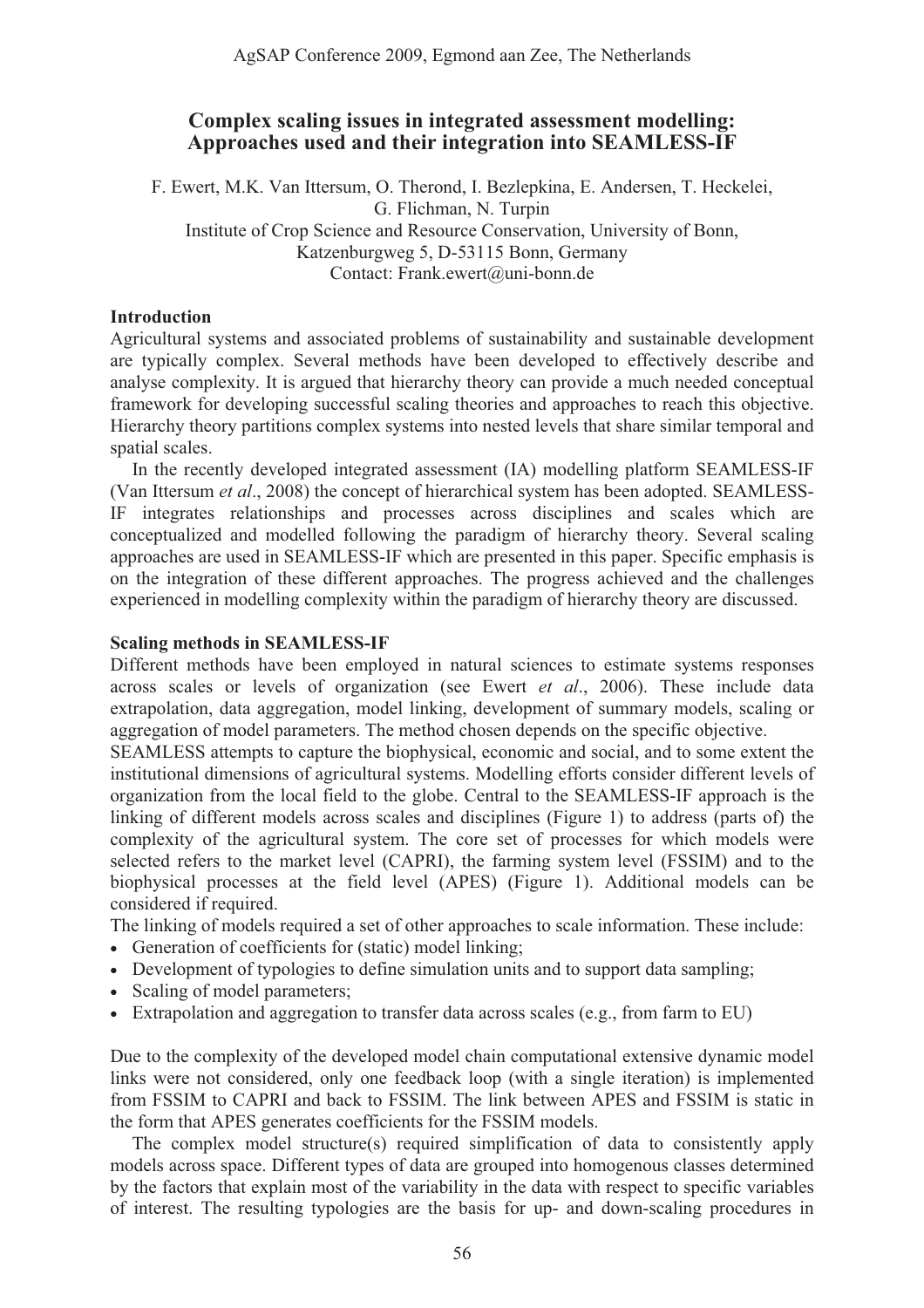# Complex scaling issues in integrated assessment modelling: Approaches used and their integration into SEAMLESS-IF

F. Ewert, M.K. Van Ittersum, O. Therond, I. Bezlepkina, E. Andersen, T. Heckelei, G. Flichman, N. Turpin
Institute of Crop Science and Resource Conservation, University of Bonn, Katzenburgweg 5, D-53115 Bonn, Germany
Contact: Frank.ewert@uni-bonn.de

## Introduction

Agricultural systems and associated problems of sustainability and sustainable development are typically complex. Several methods have been developed to effectively describe and analyse complexity. It is argued that hierarchy theory can provide a much needed conceptual framework for developing successful scaling theories and approaches to reach this objective. Hierarchy theory partitions complex systems into nested levels that share similar temporal and spatial scales.

In the recently developed integrated assessment (IA) modelling platform SEAMLESS-IF (Van Ittersum *et al*., 2008) the concept of hierarchical system has been adopted. SEAMLESS-IF integrates relationships and processes across disciplines and scales which are conceptualized and modelled following the paradigm of hierarchy theory. Several scaling approaches are used in SEAMLESS-IF which are presented in this paper. Specific emphasis is on the integration of these different approaches. The progress achieved and the challenges experienced in modelling complexity within the paradigm of hierarchy theory are discussed.

## Scaling methods in SEAMLESS-IF

Different methods have been employed in natural sciences to estimate systems responses across scales or levels of organization (see Ewert *et al*., 2006). These include data extrapolation, data aggregation, model linking, development of summary models, scaling or aggregation of model parameters. The method chosen depends on the specific objective.

SEAMLESS attempts to capture the biophysical, economic and social, and to some extent the institutional dimensions of agricultural systems. Modelling efforts consider different levels of organization from the local field to the globe. Central to the SEAMLESS-IF approach is the linking of different models across scales and disciplines (Figure 1) to address (parts of) the complexity of the agricultural system. The core set of processes for which models were selected refers to the market level (CAPRI), the farming system level (FSSIM) and to the biophysical processes at the field level (APES) (Figure 1). Additional models can be considered if required.

The linking of models required a set of other approaches to scale information. These include:

- Generation of coefficients for (static) model linking;
- Development of typologies to define simulation units and to support data sampling;
- Scaling of model parameters;
- Extrapolation and aggregation to transfer data across scales (e.g., from farm to EU)

Due to the complexity of the developed model chain computational extensive dynamic model links were not considered, only one feedback loop (with a single iteration) is implemented from FSSIM to CAPRI and back to FSSIM. The link between APES and FSSIM is static in the form that APES generates coefficients for the FSSIM models.

The complex model structure(s) required simplification of data to consistently apply models across space. Different types of data are grouped into homogenous classes determined by the factors that explain most of the variability in the data with respect to specific variables of interest. The resulting typologies are the basis for up- and down-scaling procedures in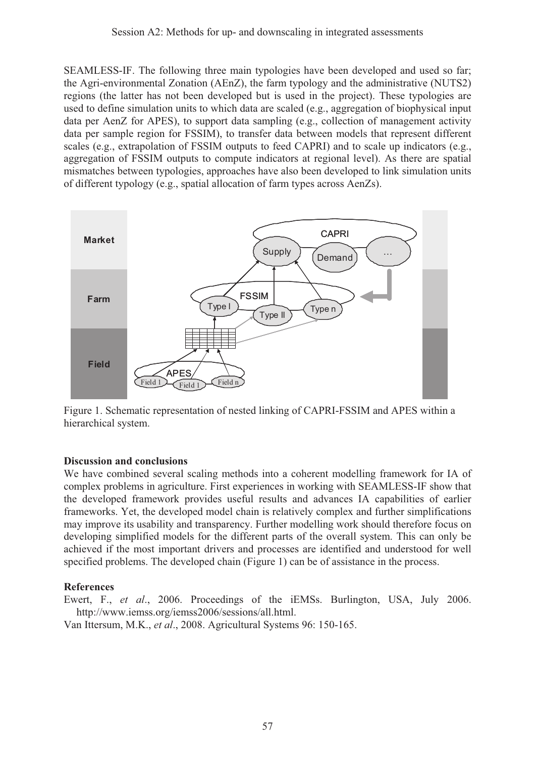SEAMLESS-IF. The following three main typologies have been developed and used so far; the Agri-environmental Zonation (AEnZ), the farm typology and the administrative (NUTS2) regions (the latter has not been developed but is used in the project). These typologies are used to define simulation units to which data are scaled (e.g., aggregation of biophysical input data per AenZ for APES), to support data sampling (e.g., collection of management activity data per sample region for FSSIM), to transfer data between models that represent different scales (e.g., extrapolation of FSSIM outputs to feed CAPRI) and to scale up indicators (e.g., aggregation of FSSIM outputs to compute indicators at regional level). As there are spatial mismatches between typologies, approaches have also been developed to link simulation units of different typology (e.g., spatial allocation of farm types across AenZs).

Market

Farm

Field

CAPRI

Supply

Demand

...

FSSIM

Type I

Type II

Type n

APES

Field 1

Field 1

Field n

Figure 1. Schematic representation of nested linking of CAPRI-FSSIM and APES within a hierarchical system.

**Discussion and conclusions**

We have combined several scaling methods into a coherent modelling framework for IA of complex problems in agriculture. First experiences in working with SEAMLESS-IF show that the developed framework provides useful results and advances IA capabilities of earlier frameworks. Yet, the developed model chain is relatively complex and further simplifications may improve its usability and transparency. Further modelling work should therefore focus on developing simplified models for the different parts of the overall system. This can only be achieved if the most important drivers and processes are identified and understood for well specified problems. The developed chain (Figure 1) can be of assistance in the process.

**References**

Ewert, F., *et al*., 2006. Proceedings of the iEMSs. Burlington, USA, July 2006. http://www.iemss.org/iemss2006/sessions/all.html.

Van Ittersum, M.K., *et al*., 2008. Agricultural Systems 96: 150-165.